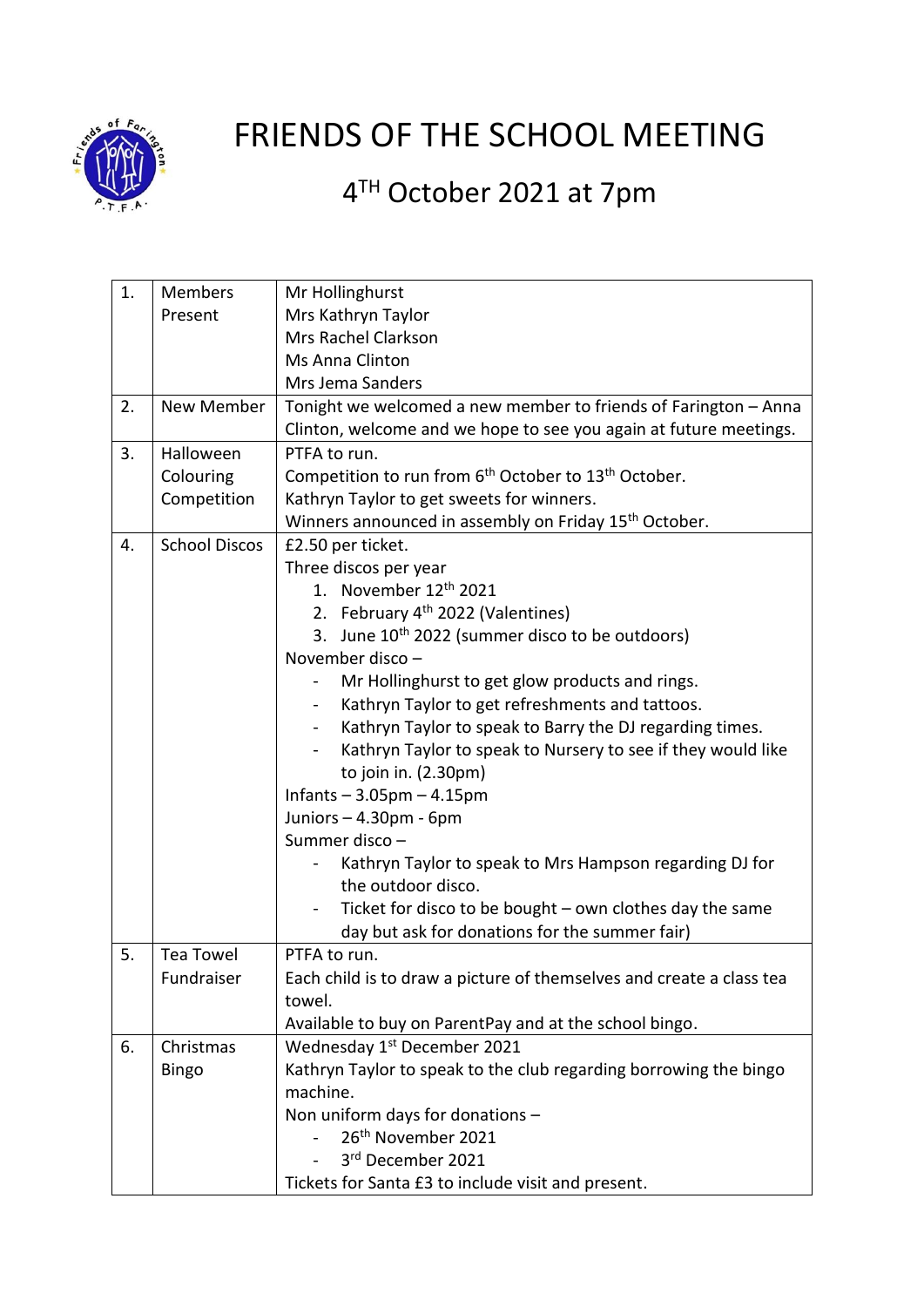# FRIENDS OF THE SCHOOL MEETING

## 4TH October 2021 at 7pm

| | | |
|---|---|---|
| 1. | Members Present | Mr Hollinghurst<br>Mrs Kathryn Taylor<br>Mrs Rachel Clarkson<br>Ms Anna Clinton<br>Mrs Jema Sanders |
| 2. | New Member | Tonight we welcomed a new member to friends of Farington – Anna Clinton, welcome and we hope to see you again at future meetings. |
| 3. | Halloween Colouring Competition | PTFA to run.<br>Competition to run from 6th October to 13th October.<br>Kathryn Taylor to get sweets for winners.<br>Winners announced in assembly on Friday 15th October. |
| 4. | School Discos | £2.50 per ticket.<br>Three discos per year<br>1. November 12th 2021<br>2. February 4th 2022 (Valentines)<br>3. June 10th 2022 (summer disco to be outdoors)<br>November disco –<br>- Mr Hollinghurst to get glow products and rings.<br>- Kathryn Taylor to get refreshments and tattoos.<br>- Kathryn Taylor to speak to Barry the DJ regarding times.<br>- Kathryn Taylor to speak to Nursery to see if they would like to join in. (2.30pm)<br>Infants – 3.05pm – 4.15pm<br>Juniors – 4.30pm - 6pm<br>Summer disco –<br>- Kathryn Taylor to speak to Mrs Hampson regarding DJ for the outdoor disco.<br>- Ticket for disco to be bought – own clothes day the same day but ask for donations for the summer fair) |
| 5. | Tea Towel Fundraiser | PTFA to run.<br>Each child is to draw a picture of themselves and create a class tea towel.<br>Available to buy on ParentPay and at the school bingo. |
| 6. | Christmas Bingo | Wednesday 1st December 2021<br>Kathryn Taylor to speak to the club regarding borrowing the bingo machine.<br>Non uniform days for donations –<br>- 26th November 2021<br>- 3rd December 2021<br>Tickets for Santa £3 to include visit and present. |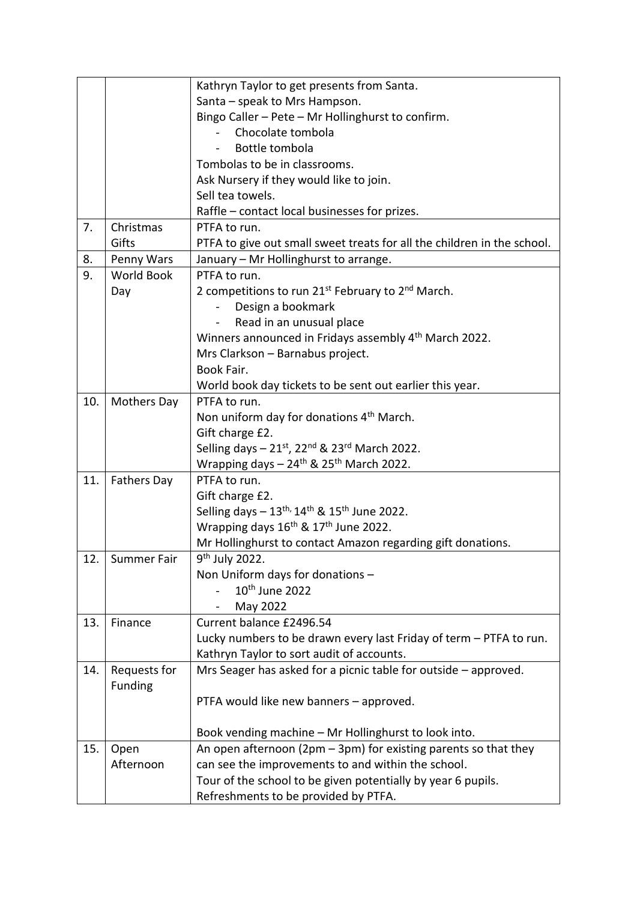|  |  |  |
| --- | --- | --- |
|  |  | Kathryn Taylor to get presents from Santa.<br>Santa – speak to Mrs Hampson.<br>Bingo Caller – Pete – Mr Hollinghurst to confirm.<br>- Chocolate tombola<br>- Bottle tombola<br>Tombolas to be in classrooms.<br>Ask Nursery if they would like to join.<br>Sell tea towels.<br>Raffle – contact local businesses for prizes. |
| 7. | Christmas Gifts | PTFA to run.<br>PTFA to give out small sweet treats for all the children in the school. |
| 8. | Penny Wars | January – Mr Hollinghurst to arrange. |
| 9. | World Book Day | PTFA to run.<br>2 competitions to run 21st February to 2nd March.<br>- Design a bookmark<br>- Read in an unusual place<br>Winners announced in Fridays assembly 4th March 2022.<br>Mrs Clarkson – Barnabus project.<br>Book Fair.<br>World book day tickets to be sent out earlier this year. |
| 10. | Mothers Day | PTFA to run.<br>Non uniform day for donations 4th March.<br>Gift charge £2.<br>Selling days – 21st, 22nd & 23rd March 2022.<br>Wrapping days – 24th & 25th March 2022. |
| 11. | Fathers Day | PTFA to run.<br>Gift charge £2.<br>Selling days – 13th, 14th & 15th June 2022.<br>Wrapping days 16th & 17th June 2022.<br>Mr Hollinghurst to contact Amazon regarding gift donations. |
| 12. | Summer Fair | 9th July 2022.<br>Non Uniform days for donations –<br>- 10th June 2022<br>- May 2022 |
| 13. | Finance | Current balance £2496.54<br>Lucky numbers to be drawn every last Friday of term – PTFA to run.<br>Kathryn Taylor to sort audit of accounts. |
| 14. | Requests for Funding | Mrs Seager has asked for a picnic table for outside – approved.<br><br>PTFA would like new banners – approved.<br><br>Book vending machine – Mr Hollinghurst to look into. |
| 15. | Open Afternoon | An open afternoon (2pm – 3pm) for existing parents so that they can see the improvements to and within the school.<br>Tour of the school to be given potentially by year 6 pupils.<br>Refreshments to be provided by PTFA. |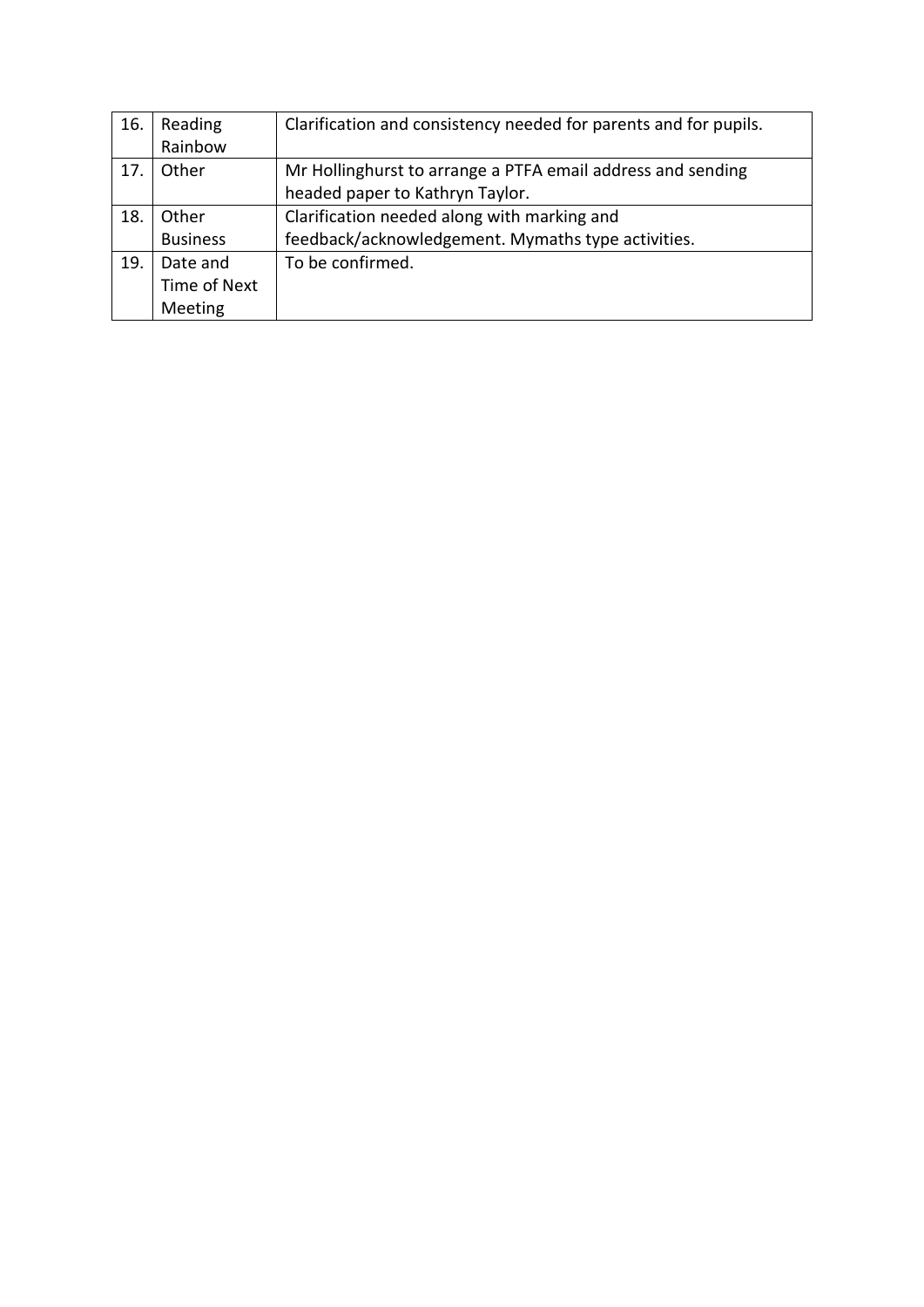| | | |
|---|---|---|
| 16. | Reading Rainbow | Clarification and consistency needed for parents and for pupils. |
| 17. | Other | Mr Hollinghurst to arrange a PTFA email address and sending headed paper to Kathryn Taylor. |
| 18. | Other Business | Clarification needed along with marking and feedback/acknowledgement. Mymaths type activities. |
| 19. | Date and Time of Next Meeting | To be confirmed. |